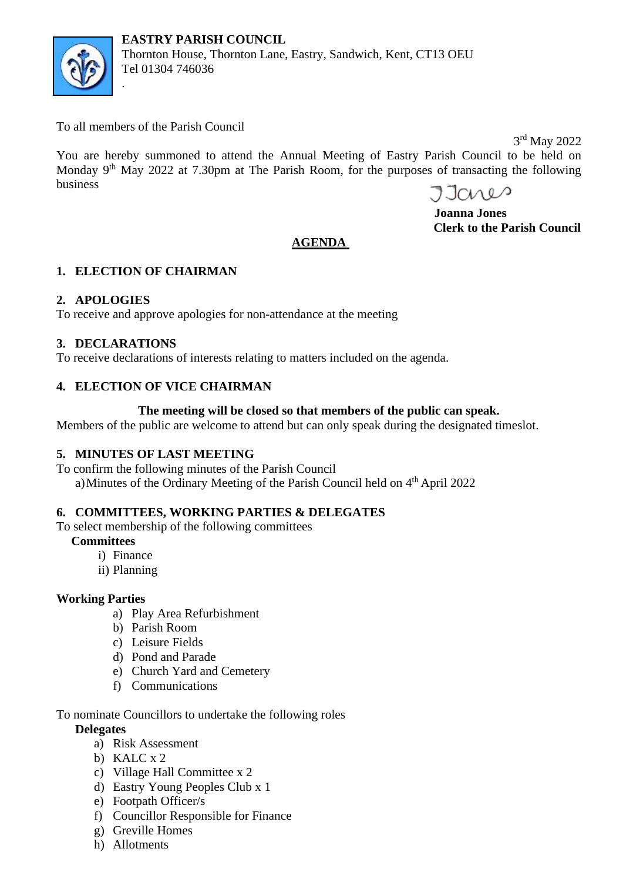**EASTRY PARISH COUNCIL**
Thornton House, Thornton Lane, Eastry, Sandwich, Kent, CT13 OEU
Tel 01304 746036
.

To all members of the Parish Council

3rd May 2022

You are hereby summoned to attend the Annual Meeting of Eastry Parish Council to be held on Monday 9th May 2022 at 7.30pm at The Parish Room, for the purposes of transacting the following business

JJones

**Joanna Jones**
**Clerk to the Parish Council**

## AGENDA

### 1. ELECTION OF CHAIRMAN

### 2. APOLOGIES

To receive and approve apologies for non-attendance at the meeting

### 3. DECLARATIONS

To receive declarations of interests relating to matters included on the agenda.

### 4. ELECTION OF VICE CHAIRMAN

**The meeting will be closed so that members of the public can speak.**

Members of the public are welcome to attend but can only speak during the designated timeslot.

### 5. MINUTES OF LAST MEETING

To confirm the following minutes of the Parish Council

a) Minutes of the Ordinary Meeting of the Parish Council held on 4th April 2022

### 6. COMMITTEES, WORKING PARTIES & DELEGATES

To select membership of the following committees

**Committees**

i) Finance
ii) Planning

**Working Parties**

a) Play Area Refurbishment
b) Parish Room
c) Leisure Fields
d) Pond and Parade
e) Church Yard and Cemetery
f) Communications

To nominate Councillors to undertake the following roles

**Delegates**

a) Risk Assessment
b) KALC x 2
c) Village Hall Committee x 2
d) Eastry Young Peoples Club x 1
e) Footpath Officer/s
f) Councillor Responsible for Finance
g) Greville Homes
h) Allotments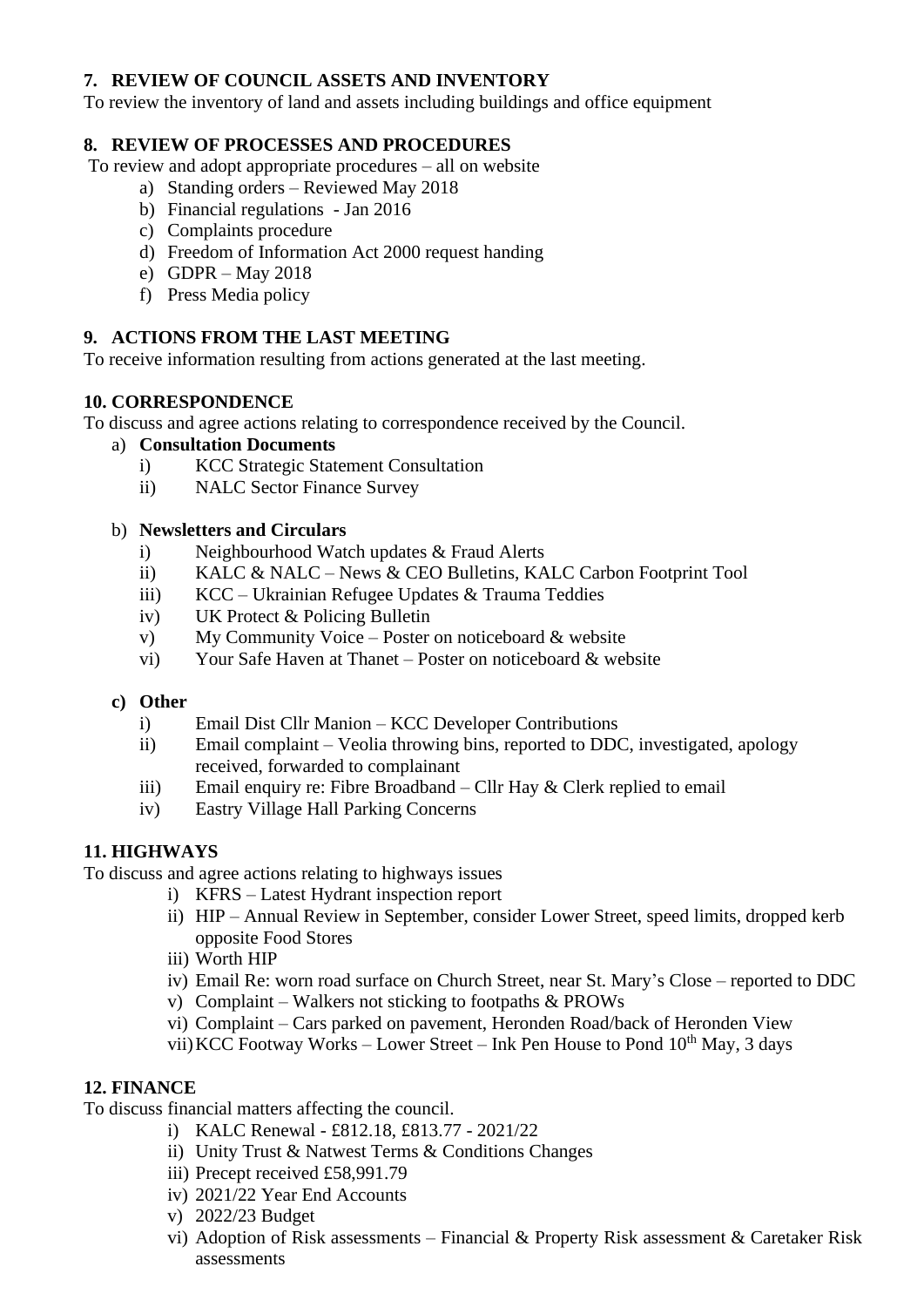### 7. REVIEW OF COUNCIL ASSETS AND INVENTORY

To review the inventory of land and assets including buildings and office equipment

### 8. REVIEW OF PROCESSES AND PROCEDURES

To review and adopt appropriate procedures – all on website

a) Standing orders – Reviewed May 2018
b) Financial regulations - Jan 2016
c) Complaints procedure
d) Freedom of Information Act 2000 request handing
e) GDPR – May 2018
f) Press Media policy

### 9. ACTIONS FROM THE LAST MEETING

To receive information resulting from actions generated at the last meeting.

### 10. CORRESPONDENCE

To discuss and agree actions relating to correspondence received by the Council.

a) **Consultation Documents**
   i) KCC Strategic Statement Consultation
   ii) NALC Sector Finance Survey

b) **Newsletters and Circulars**
   i) Neighbourhood Watch updates & Fraud Alerts
   ii) KALC & NALC – News & CEO Bulletins, KALC Carbon Footprint Tool
   iii) KCC – Ukrainian Refugee Updates & Trauma Teddies
   iv) UK Protect & Policing Bulletin
   v) My Community Voice – Poster on noticeboard & website
   vi) Your Safe Haven at Thanet – Poster on noticeboard & website

c) **Other**
   i) Email Dist Cllr Manion – KCC Developer Contributions
   ii) Email complaint – Veolia throwing bins, reported to DDC, investigated, apology received, forwarded to complainant
   iii) Email enquiry re: Fibre Broadband – Cllr Hay & Clerk replied to email
   iv) Eastry Village Hall Parking Concerns

### 11. HIGHWAYS

To discuss and agree actions relating to highways issues

i) KFRS – Latest Hydrant inspection report
ii) HIP – Annual Review in September, consider Lower Street, speed limits, dropped kerb opposite Food Stores
iii) Worth HIP
iv) Email Re: worn road surface on Church Street, near St. Mary's Close – reported to DDC
v) Complaint – Walkers not sticking to footpaths & PROWs
vi) Complaint – Cars parked on pavement, Heronden Road/back of Heronden View
vii) KCC Footway Works – Lower Street – Ink Pen House to Pond 10th May, 3 days

### 12. FINANCE

To discuss financial matters affecting the council.

i) KALC Renewal - £812.18, £813.77 - 2021/22
ii) Unity Trust & Natwest Terms & Conditions Changes
iii) Precept received £58,991.79
iv) 2021/22 Year End Accounts
v) 2022/23 Budget
vi) Adoption of Risk assessments – Financial & Property Risk assessment & Caretaker Risk assessments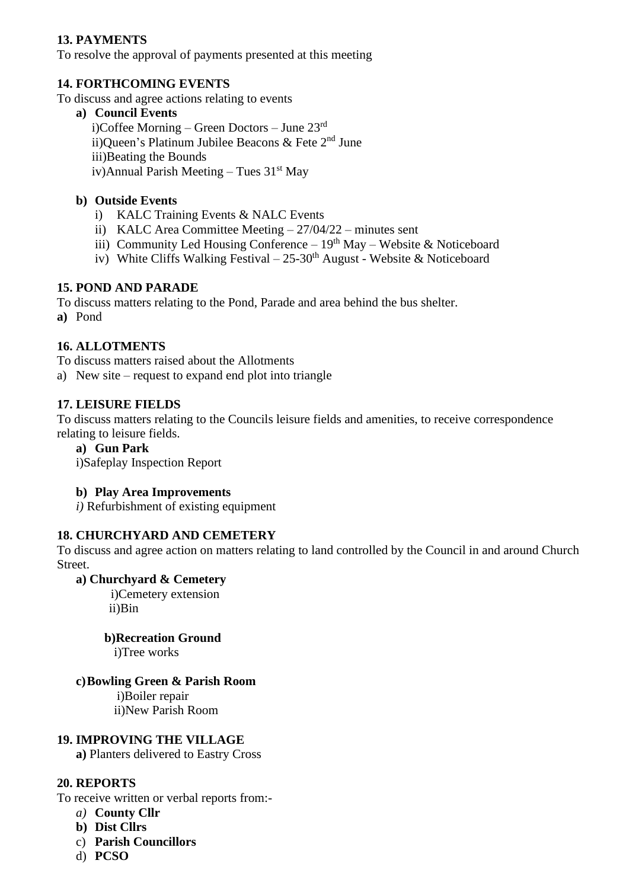**13. PAYMENTS**

To resolve the approval of payments presented at this meeting

**14. FORTHCOMING EVENTS**

To discuss and agree actions relating to events

- **a) Council Events**
  - i)Coffee Morning – Green Doctors – June 23rd
  - ii)Queen's Platinum Jubilee Beacons & Fete 2nd June
  - iii)Beating the Bounds
  - iv)Annual Parish Meeting – Tues 31st May

- **b) Outside Events**
  - i) KALC Training Events & NALC Events
  - ii) KALC Area Committee Meeting – 27/04/22 – minutes sent
  - iii) Community Led Housing Conference – 19th May – Website & Noticeboard
  - iv) White Cliffs Walking Festival – 25-30th August - Website & Noticeboard

**15. POND AND PARADE**

To discuss matters relating to the Pond, Parade and area behind the bus shelter.

**a)** Pond

**16. ALLOTMENTS**

To discuss matters raised about the Allotments

a) New site – request to expand end plot into triangle

**17. LEISURE FIELDS**

To discuss matters relating to the Councils leisure fields and amenities, to receive correspondence relating to leisure fields.

- **a) Gun Park**
  - i)Safeplay Inspection Report

- **b) Play Area Improvements**
  - *i)* Refurbishment of existing equipment

**18. CHURCHYARD AND CEMETERY**

To discuss and agree action on matters relating to land controlled by the Council in and around Church Street.

- **a) Churchyard & Cemetery**
  - i)Cemetery extension
  - ii)Bin

- **b)Recreation Ground**
  - i)Tree works

- **c)Bowling Green & Parish Room**
  - i)Boiler repair
  - ii)New Parish Room

**19. IMPROVING THE VILLAGE**

**a)** Planters delivered to Eastry Cross

**20. REPORTS**

To receive written or verbal reports from:-

- *a)* **County Cllr**
- **b) Dist Cllrs**
- c) **Parish Councillors**
- d) **PCSO**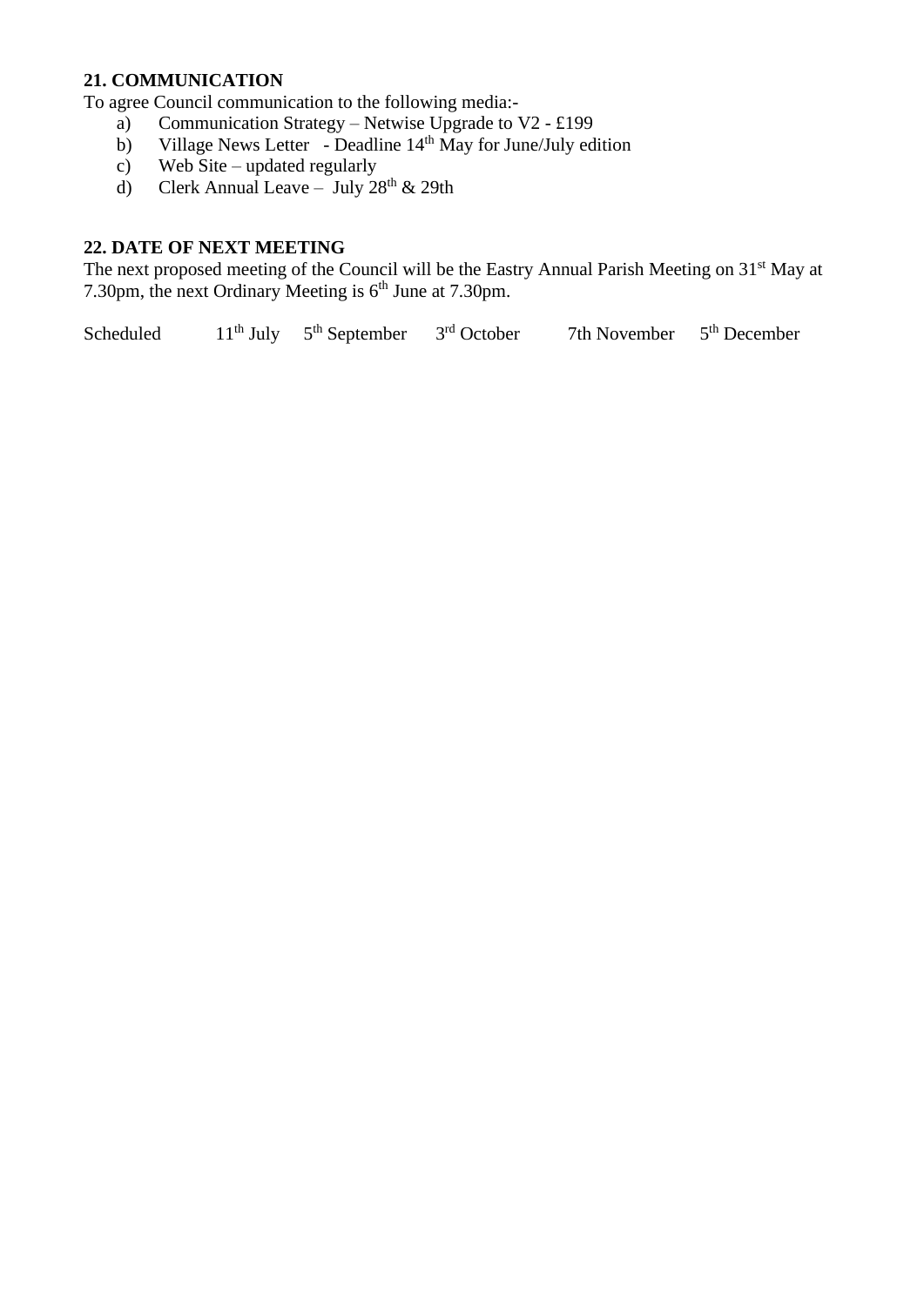**21. COMMUNICATION**

To agree Council communication to the following media:-

a) Communication Strategy – Netwise Upgrade to V2 - £199
b) Village News Letter - Deadline 14th May for June/July edition
c) Web Site – updated regularly
d) Clerk Annual Leave – July 28th & 29th

**22. DATE OF NEXT MEETING**

The next proposed meeting of the Council will be the Eastry Annual Parish Meeting on 31st May at 7.30pm, the next Ordinary Meeting is 6th June at 7.30pm.

Scheduled 11th July 5th September 3rd October 7th November 5th December